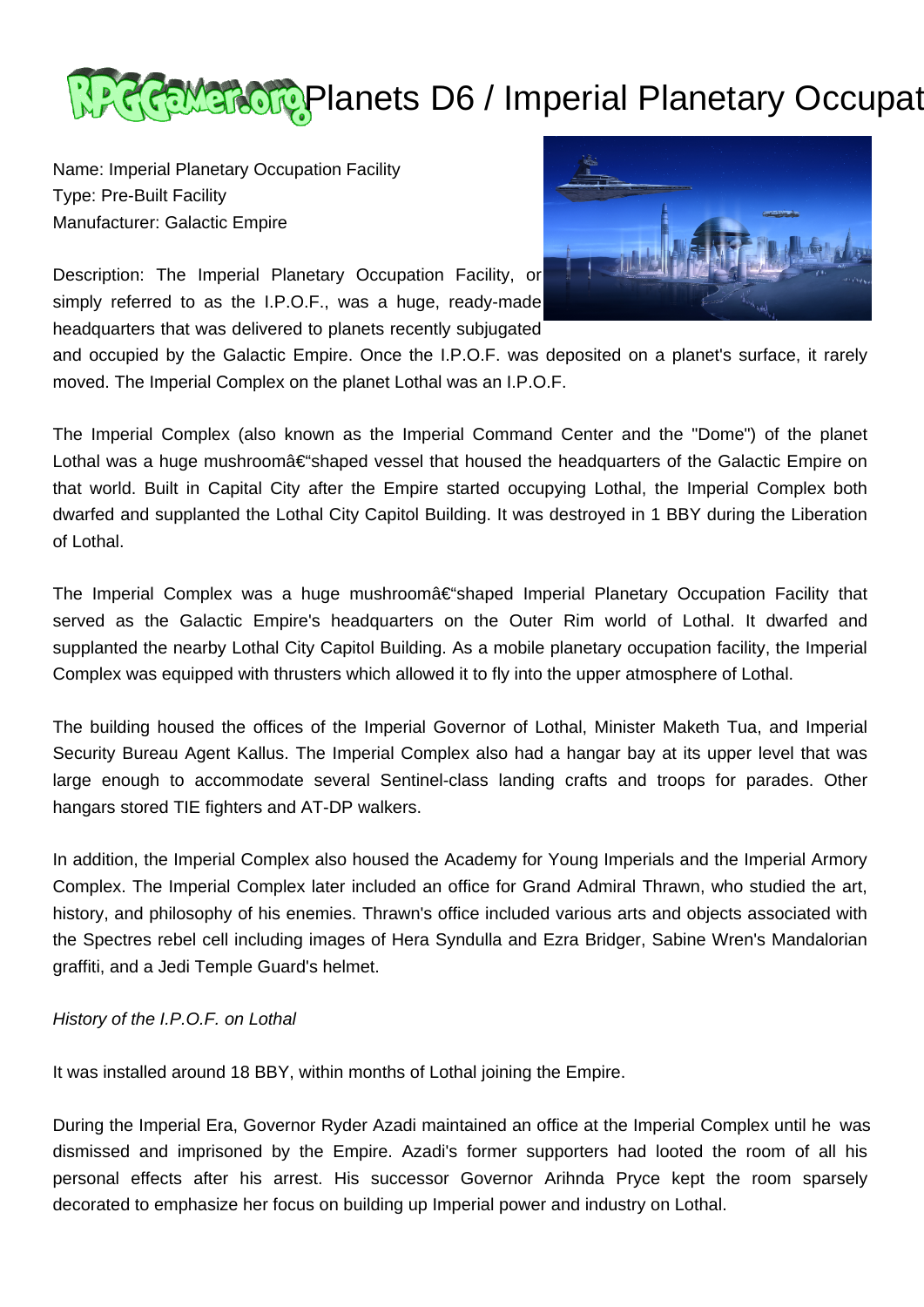# Planets D6 / Imperial Planetary Occupat

Name: Imperial Planetary Occupation Facility
Type: Pre-Built Facility
Manufacturer: Galactic Empire

Description: The Imperial Planetary Occupation Facility, or simply referred to as the I.P.O.F., was a huge, ready-made headquarters that was delivered to planets recently subjugated and occupied by the Galactic Empire. Once the I.P.O.F. was deposited on a planet's surface, it rarely moved. The Imperial Complex on the planet Lothal was an I.P.O.F.

The Imperial Complex (also known as the Imperial Command Center and the "Dome") of the planet Lothal was a huge mushroomâ€"shaped vessel that housed the headquarters of the Galactic Empire on that world. Built in Capital City after the Empire started occupying Lothal, the Imperial Complex both dwarfed and supplanted the Lothal City Capitol Building. It was destroyed in 1 BBY during the Liberation of Lothal.

The Imperial Complex was a huge mushroomâ€"shaped Imperial Planetary Occupation Facility that served as the Galactic Empire's headquarters on the Outer Rim world of Lothal. It dwarfed and supplanted the nearby Lothal City Capitol Building. As a mobile planetary occupation facility, the Imperial Complex was equipped with thrusters which allowed it to fly into the upper atmosphere of Lothal.

The building housed the offices of the Imperial Governor of Lothal, Minister Maketh Tua, and Imperial Security Bureau Agent Kallus. The Imperial Complex also had a hangar bay at its upper level that was large enough to accommodate several Sentinel-class landing crafts and troops for parades. Other hangars stored TIE fighters and AT-DP walkers.

In addition, the Imperial Complex also housed the Academy for Young Imperials and the Imperial Armory Complex. The Imperial Complex later included an office for Grand Admiral Thrawn, who studied the art, history, and philosophy of his enemies. Thrawn's office included various arts and objects associated with the Spectres rebel cell including images of Hera Syndulla and Ezra Bridger, Sabine Wren's Mandalorian graffiti, and a Jedi Temple Guard's helmet.

*History of the I.P.O.F. on Lothal*

It was installed around 18 BBY, within months of Lothal joining the Empire.

During the Imperial Era, Governor Ryder Azadi maintained an office at the Imperial Complex until he was dismissed and imprisoned by the Empire. Azadi's former supporters had looted the room of all his personal effects after his arrest. His successor Governor Arihnda Pryce kept the room sparsely decorated to emphasize her focus on building up Imperial power and industry on Lothal.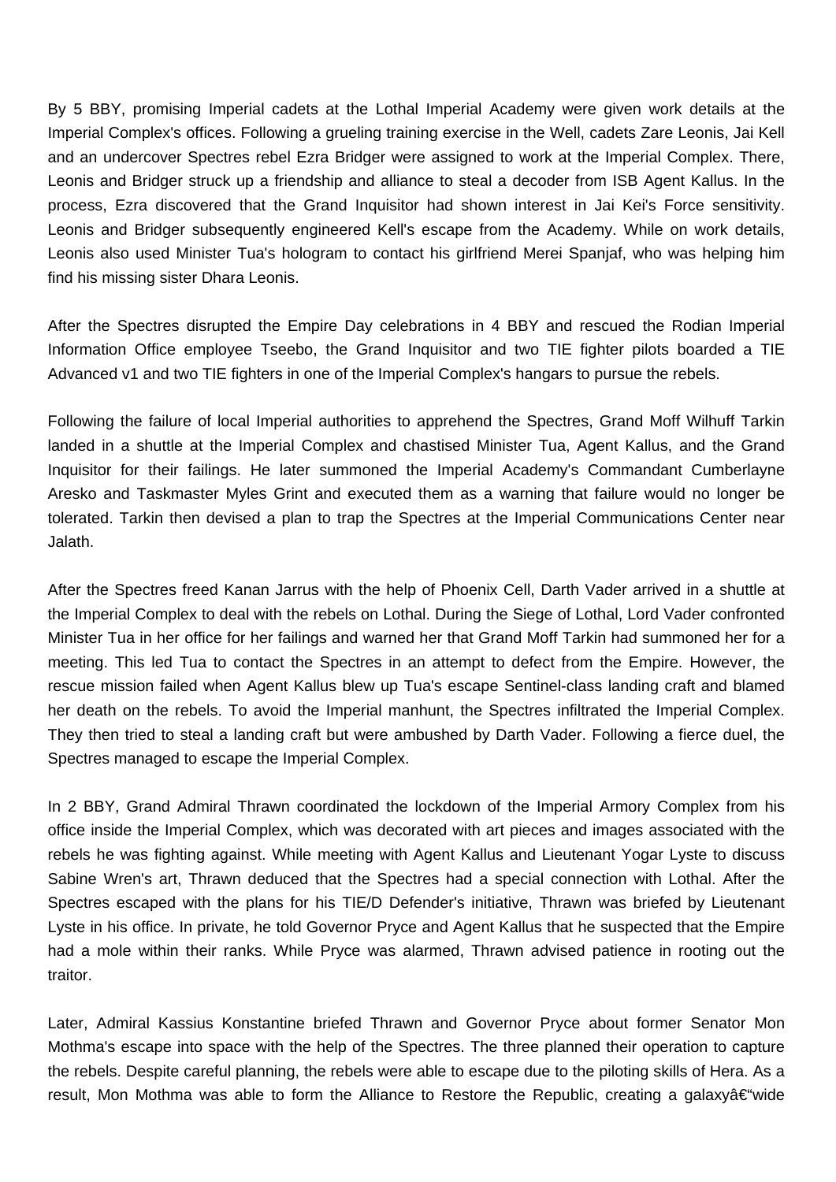By 5 BBY, promising Imperial cadets at the Lothal Imperial Academy were given work details at the Imperial Complex's offices. Following a grueling training exercise in the Well, cadets Zare Leonis, Jai Kell and an undercover Spectres rebel Ezra Bridger were assigned to work at the Imperial Complex. There, Leonis and Bridger struck up a friendship and alliance to steal a decoder from ISB Agent Kallus. In the process, Ezra discovered that the Grand Inquisitor had shown interest in Jai Kei's Force sensitivity. Leonis and Bridger subsequently engineered Kell's escape from the Academy. While on work details, Leonis also used Minister Tua's hologram to contact his girlfriend Merei Spanjaf, who was helping him find his missing sister Dhara Leonis.

After the Spectres disrupted the Empire Day celebrations in 4 BBY and rescued the Rodian Imperial Information Office employee Tseebo, the Grand Inquisitor and two TIE fighter pilots boarded a TIE Advanced v1 and two TIE fighters in one of the Imperial Complex's hangars to pursue the rebels.

Following the failure of local Imperial authorities to apprehend the Spectres, Grand Moff Wilhuff Tarkin landed in a shuttle at the Imperial Complex and chastised Minister Tua, Agent Kallus, and the Grand Inquisitor for their failings. He later summoned the Imperial Academy's Commandant Cumberlayne Aresko and Taskmaster Myles Grint and executed them as a warning that failure would no longer be tolerated. Tarkin then devised a plan to trap the Spectres at the Imperial Communications Center near Jalath.

After the Spectres freed Kanan Jarrus with the help of Phoenix Cell, Darth Vader arrived in a shuttle at the Imperial Complex to deal with the rebels on Lothal. During the Siege of Lothal, Lord Vader confronted Minister Tua in her office for her failings and warned her that Grand Moff Tarkin had summoned her for a meeting. This led Tua to contact the Spectres in an attempt to defect from the Empire. However, the rescue mission failed when Agent Kallus blew up Tua's escape Sentinel-class landing craft and blamed her death on the rebels. To avoid the Imperial manhunt, the Spectres infiltrated the Imperial Complex. They then tried to steal a landing craft but were ambushed by Darth Vader. Following a fierce duel, the Spectres managed to escape the Imperial Complex.

In 2 BBY, Grand Admiral Thrawn coordinated the lockdown of the Imperial Armory Complex from his office inside the Imperial Complex, which was decorated with art pieces and images associated with the rebels he was fighting against. While meeting with Agent Kallus and Lieutenant Yogar Lyste to discuss Sabine Wren's art, Thrawn deduced that the Spectres had a special connection with Lothal. After the Spectres escaped with the plans for his TIE/D Defender's initiative, Thrawn was briefed by Lieutenant Lyste in his office. In private, he told Governor Pryce and Agent Kallus that he suspected that the Empire had a mole within their ranks. While Pryce was alarmed, Thrawn advised patience in rooting out the traitor.

Later, Admiral Kassius Konstantine briefed Thrawn and Governor Pryce about former Senator Mon Mothma's escape into space with the help of the Spectres. The three planned their operation to capture the rebels. Despite careful planning, the rebels were able to escape due to the piloting skills of Hera. As a result, Mon Mothma was able to form the Alliance to Restore the Republic, creating a galaxyâ€“wide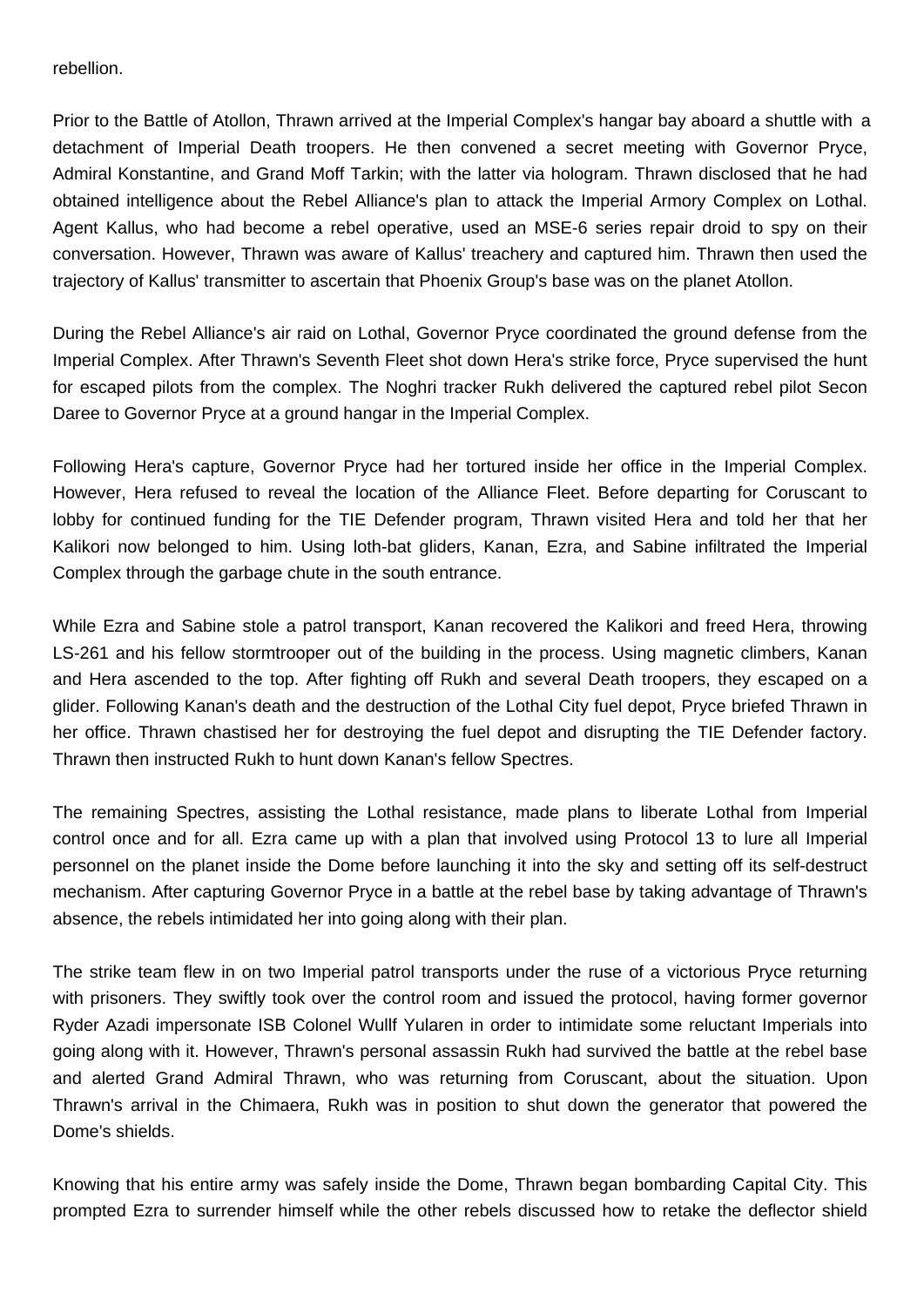rebellion.

Prior to the Battle of Atollon, Thrawn arrived at the Imperial Complex's hangar bay aboard a shuttle with a detachment of Imperial Death troopers. He then convened a secret meeting with Governor Pryce, Admiral Konstantine, and Grand Moff Tarkin; with the latter via hologram. Thrawn disclosed that he had obtained intelligence about the Rebel Alliance's plan to attack the Imperial Armory Complex on Lothal. Agent Kallus, who had become a rebel operative, used an MSE-6 series repair droid to spy on their conversation. However, Thrawn was aware of Kallus' treachery and captured him. Thrawn then used the trajectory of Kallus' transmitter to ascertain that Phoenix Group's base was on the planet Atollon.

During the Rebel Alliance's air raid on Lothal, Governor Pryce coordinated the ground defense from the Imperial Complex. After Thrawn's Seventh Fleet shot down Hera's strike force, Pryce supervised the hunt for escaped pilots from the complex. The Noghri tracker Rukh delivered the captured rebel pilot Secon Daree to Governor Pryce at a ground hangar in the Imperial Complex.

Following Hera's capture, Governor Pryce had her tortured inside her office in the Imperial Complex. However, Hera refused to reveal the location of the Alliance Fleet. Before departing for Coruscant to lobby for continued funding for the TIE Defender program, Thrawn visited Hera and told her that her Kalikori now belonged to him. Using loth-bat gliders, Kanan, Ezra, and Sabine infiltrated the Imperial Complex through the garbage chute in the south entrance.

While Ezra and Sabine stole a patrol transport, Kanan recovered the Kalikori and freed Hera, throwing LS-261 and his fellow stormtrooper out of the building in the process. Using magnetic climbers, Kanan and Hera ascended to the top. After fighting off Rukh and several Death troopers, they escaped on a glider. Following Kanan's death and the destruction of the Lothal City fuel depot, Pryce briefed Thrawn in her office. Thrawn chastised her for destroying the fuel depot and disrupting the TIE Defender factory. Thrawn then instructed Rukh to hunt down Kanan's fellow Spectres.

The remaining Spectres, assisting the Lothal resistance, made plans to liberate Lothal from Imperial control once and for all. Ezra came up with a plan that involved using Protocol 13 to lure all Imperial personnel on the planet inside the Dome before launching it into the sky and setting off its self-destruct mechanism. After capturing Governor Pryce in a battle at the rebel base by taking advantage of Thrawn's absence, the rebels intimidated her into going along with their plan.

The strike team flew in on two Imperial patrol transports under the ruse of a victorious Pryce returning with prisoners. They swiftly took over the control room and issued the protocol, having former governor Ryder Azadi impersonate ISB Colonel Wullf Yularen in order to intimidate some reluctant Imperials into going along with it. However, Thrawn's personal assassin Rukh had survived the battle at the rebel base and alerted Grand Admiral Thrawn, who was returning from Coruscant, about the situation. Upon Thrawn's arrival in the Chimaera, Rukh was in position to shut down the generator that powered the Dome's shields.

Knowing that his entire army was safely inside the Dome, Thrawn began bombarding Capital City. This prompted Ezra to surrender himself while the other rebels discussed how to retake the deflector shield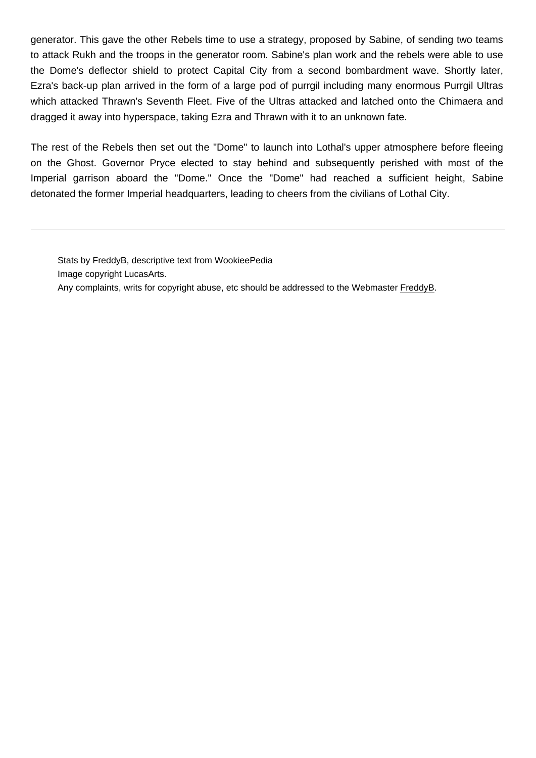generator. This gave the other Rebels time to use a strategy, proposed by Sabine, of sending two teams to attack Rukh and the troops in the generator room. Sabine's plan work and the rebels were able to use the Dome's deflector shield to protect Capital City from a second bombardment wave. Shortly later, Ezra's back-up plan arrived in the form of a large pod of purrgil including many enormous Purrgil Ultras which attacked Thrawn's Seventh Fleet. Five of the Ultras attacked and latched onto the Chimaera and dragged it away into hyperspace, taking Ezra and Thrawn with it to an unknown fate.

The rest of the Rebels then set out the "Dome" to launch into Lothal's upper atmosphere before fleeing on the Ghost. Governor Pryce elected to stay behind and subsequently perished with most of the Imperial garrison aboard the "Dome." Once the "Dome" had reached a sufficient height, Sabine detonated the former Imperial headquarters, leading to cheers from the civilians of Lothal City.

---

Stats by FreddyB, descriptive text from WookieePedia
Image copyright LucasArts.
Any complaints, writs for copyright abuse, etc should be addressed to the Webmaster FreddyB.